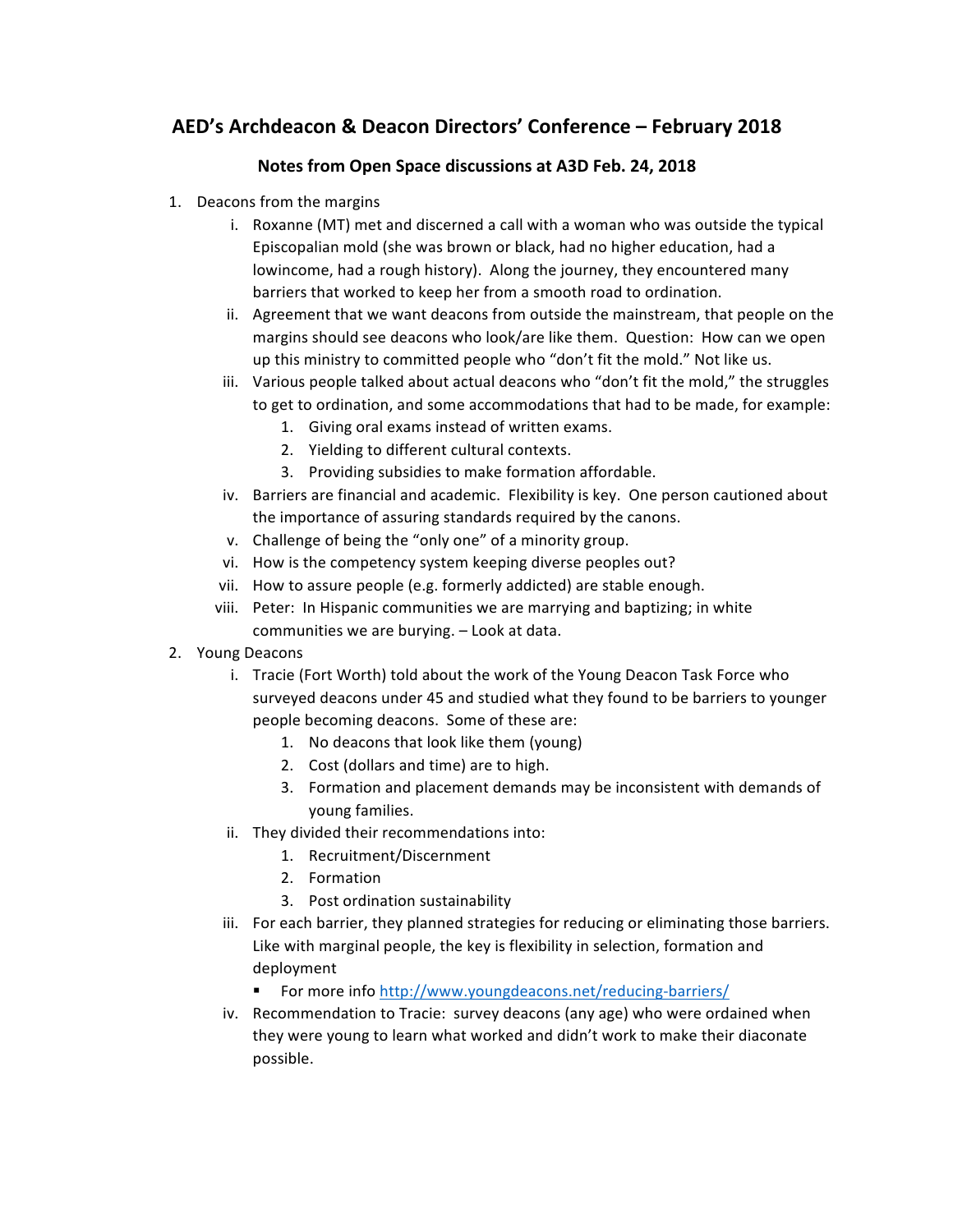# AED's Archdeacon & Deacon Directors' Conference – February 2018

## Notes from Open Space discussions at A3D Feb. 24, 2018

1. Deacons from the margins
    i. Roxanne (MT) met and discerned a call with a woman who was outside the typical Episcopalian mold (she was brown or black, had no higher education, had a lowincome, had a rough history). Along the journey, they encountered many barriers that worked to keep her from a smooth road to ordination.
    ii. Agreement that we want deacons from outside the mainstream, that people on the margins should see deacons who look/are like them. Question: How can we open up this ministry to committed people who "don't fit the mold." Not like us.
    iii. Various people talked about actual deacons who "don't fit the mold," the struggles to get to ordination, and some accommodations that had to be made, for example:
        1. Giving oral exams instead of written exams.
        2. Yielding to different cultural contexts.
        3. Providing subsidies to make formation affordable.
    iv. Barriers are financial and academic. Flexibility is key. One person cautioned about the importance of assuring standards required by the canons.
    v. Challenge of being the "only one" of a minority group.
    vi. How is the competency system keeping diverse peoples out?
    vii. How to assure people (e.g. formerly addicted) are stable enough.
    viii. Peter: In Hispanic communities we are marrying and baptizing; in white communities we are burying. – Look at data.
2. Young Deacons
    i. Tracie (Fort Worth) told about the work of the Young Deacon Task Force who surveyed deacons under 45 and studied what they found to be barriers to younger people becoming deacons. Some of these are:
        1. No deacons that look like them (young)
        2. Cost (dollars and time) are to high.
        3. Formation and placement demands may be inconsistent with demands of young families.
    ii. They divided their recommendations into:
        1. Recruitment/Discernment
        2. Formation
        3. Post ordination sustainability
    iii. For each barrier, they planned strategies for reducing or eliminating those barriers. Like with marginal people, the key is flexibility in selection, formation and deployment
        - For more info http://www.youngdeacons.net/reducing-barriers/
    iv. Recommendation to Tracie: survey deacons (any age) who were ordained when they were young to learn what worked and didn't work to make their diaconate possible.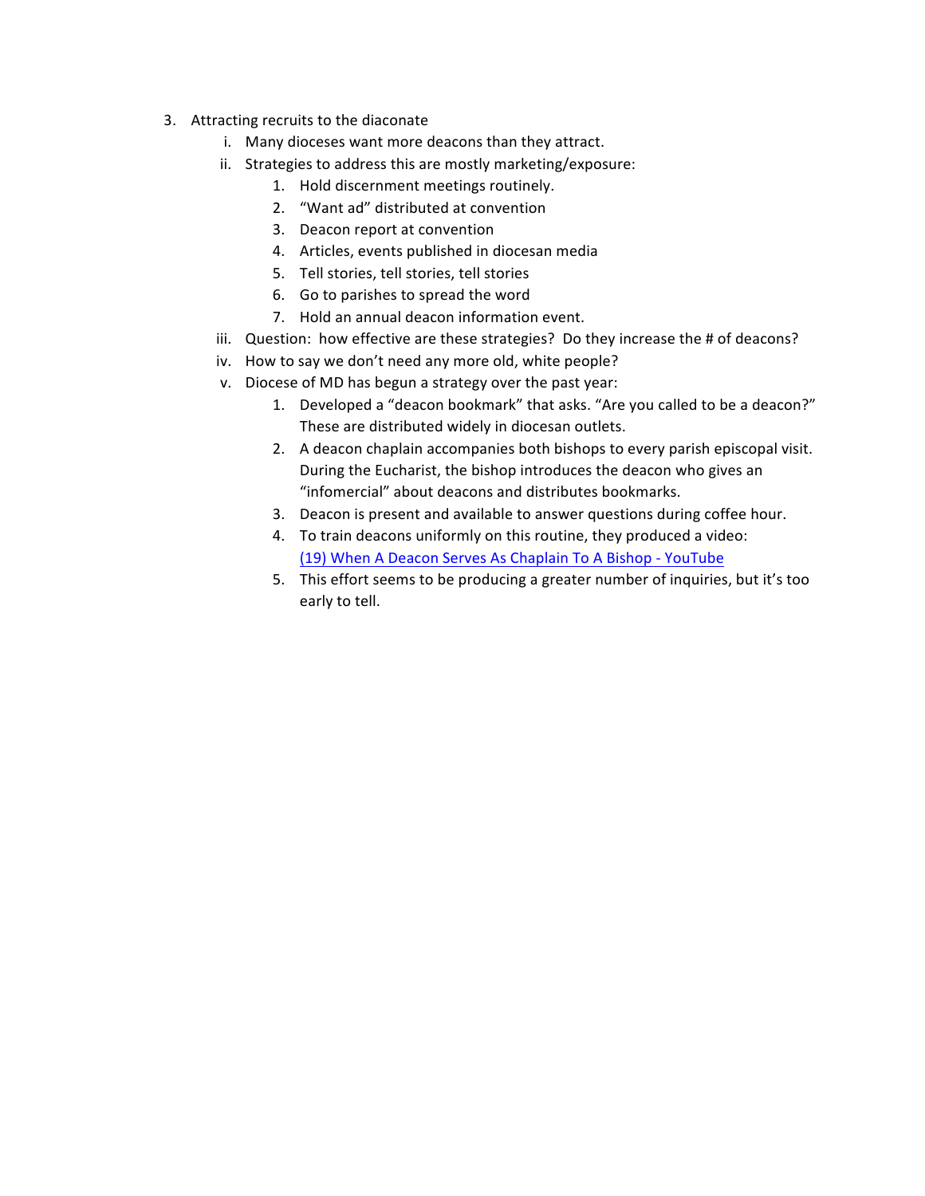3. Attracting recruits to the diaconate
    i. Many dioceses want more deacons than they attract.
    ii. Strategies to address this are mostly marketing/exposure:
        1. Hold discernment meetings routinely.
        2. "Want ad" distributed at convention
        3. Deacon report at convention
        4. Articles, events published in diocesan media
        5. Tell stories, tell stories, tell stories
        6. Go to parishes to spread the word
        7. Hold an annual deacon information event.
    iii. Question: how effective are these strategies? Do they increase the # of deacons?
    iv. How to say we don't need any more old, white people?
    v. Diocese of MD has begun a strategy over the past year:
        1. Developed a "deacon bookmark" that asks. "Are you called to be a deacon?" These are distributed widely in diocesan outlets.
        2. A deacon chaplain accompanies both bishops to every parish episcopal visit. During the Eucharist, the bishop introduces the deacon who gives an "infomercial" about deacons and distributes bookmarks.
        3. Deacon is present and available to answer questions during coffee hour.
        4. To train deacons uniformly on this routine, they produced a video: (19) When A Deacon Serves As Chaplain To A Bishop - YouTube
        5. This effort seems to be producing a greater number of inquiries, but it's too early to tell.